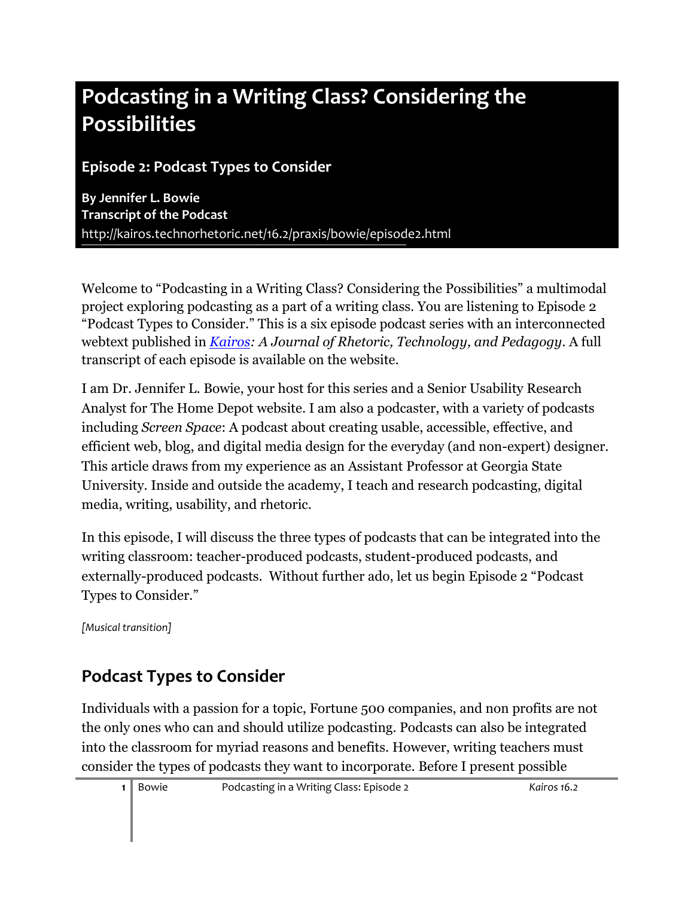# Podcasting in a Writing Class? Considering the Possibilities

### Episode 2: Podcast Types to Consider

**By Jennifer L. Bowie**
**Transcript of the Podcast**
http://kairos.technorhetoric.net/16.2/praxis/bowie/episode2.html

Welcome to "Podcasting in a Writing Class? Considering the Possibilities" a multimodal project exploring podcasting as a part of a writing class. You are listening to Episode 2 "Podcast Types to Consider." This is a six episode podcast series with an interconnected webtext published in *Kairos: A Journal of Rhetoric, Technology, and Pedagogy*. A full transcript of each episode is available on the website.

I am Dr. Jennifer L. Bowie, your host for this series and a Senior Usability Research Analyst for The Home Depot website. I am also a podcaster, with a variety of podcasts including *Screen Space*: A podcast about creating usable, accessible, effective, and efficient web, blog, and digital media design for the everyday (and non-expert) designer. This article draws from my experience as an Assistant Professor at Georgia State University. Inside and outside the academy, I teach and research podcasting, digital media, writing, usability, and rhetoric.

In this episode, I will discuss the three types of podcasts that can be integrated into the writing classroom: teacher-produced podcasts, student-produced podcasts, and externally-produced podcasts. Without further ado, let us begin Episode 2 "Podcast Types to Consider."

*[Musical transition]*

## Podcast Types to Consider

Individuals with a passion for a topic, Fortune 500 companies, and non profits are not the only ones who can and should utilize podcasting. Podcasts can also be integrated into the classroom for myriad reasons and benefits. However, writing teachers must consider the types of podcasts they want to incorporate. Before I present possible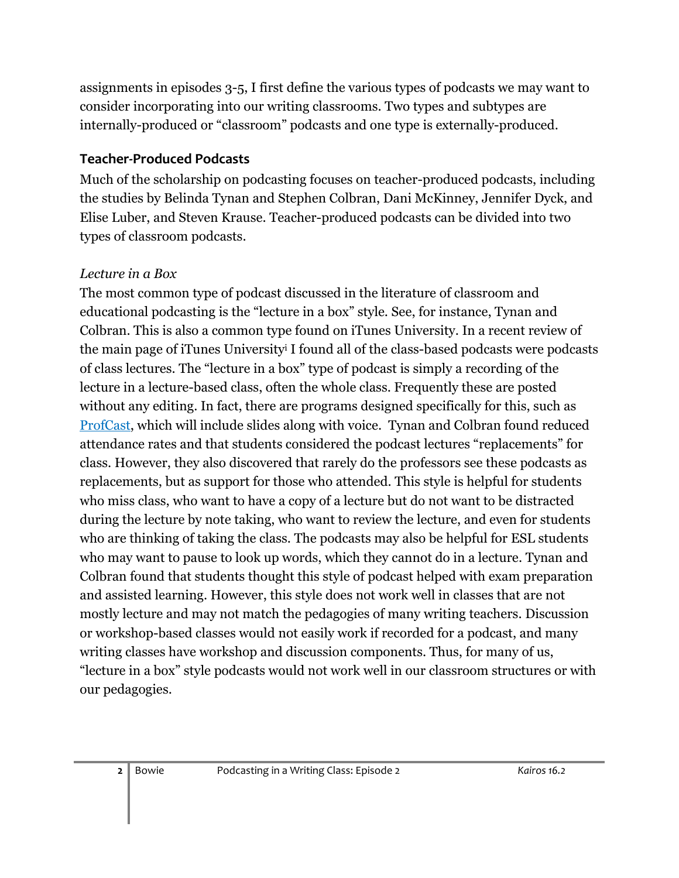assignments in episodes 3-5, I first define the various types of podcasts we may want to consider incorporating into our writing classrooms. Two types and subtypes are internally-produced or "classroom" podcasts and one type is externally-produced.

## Teacher-Produced Podcasts

Much of the scholarship on podcasting focuses on teacher-produced podcasts, including the studies by Belinda Tynan and Stephen Colbran, Dani McKinney, Jennifer Dyck, and Elise Luber, and Steven Krause. Teacher-produced podcasts can be divided into two types of classroom podcasts.

### *Lecture in a Box*

The most common type of podcast discussed in the literature of classroom and educational podcasting is the "lecture in a box" style. See, for instance, Tynan and Colbran. This is also a common type found on iTunes University. In a recent review of the main page of iTunes University[i] I found all of the class-based podcasts were podcasts of class lectures. The "lecture in a box" type of podcast is simply a recording of the lecture in a lecture-based class, often the whole class. Frequently these are posted without any editing. In fact, there are programs designed specifically for this, such as ProfCast, which will include slides along with voice. Tynan and Colbran found reduced attendance rates and that students considered the podcast lectures "replacements" for class. However, they also discovered that rarely do the professors see these podcasts as replacements, but as support for those who attended. This style is helpful for students who miss class, who want to have a copy of a lecture but do not want to be distracted during the lecture by note taking, who want to review the lecture, and even for students who are thinking of taking the class. The podcasts may also be helpful for ESL students who may want to pause to look up words, which they cannot do in a lecture. Tynan and Colbran found that students thought this style of podcast helped with exam preparation and assisted learning. However, this style does not work well in classes that are not mostly lecture and may not match the pedagogies of many writing teachers. Discussion or workshop-based classes would not easily work if recorded for a podcast, and many writing classes have workshop and discussion components. Thus, for many of us, "lecture in a box" style podcasts would not work well in our classroom structures or with our pedagogies.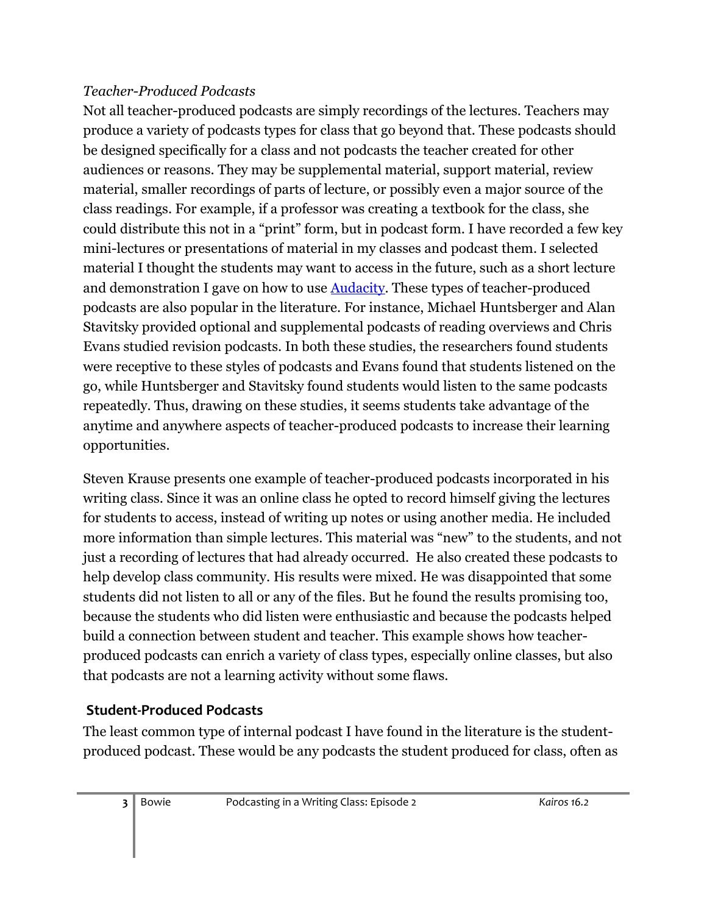*Teacher-Produced Podcasts*

Not all teacher-produced podcasts are simply recordings of the lectures. Teachers may produce a variety of podcasts types for class that go beyond that. These podcasts should be designed specifically for a class and not podcasts the teacher created for other audiences or reasons. They may be supplemental material, support material, review material, smaller recordings of parts of lecture, or possibly even a major source of the class readings. For example, if a professor was creating a textbook for the class, she could distribute this not in a "print" form, but in podcast form. I have recorded a few key mini-lectures or presentations of material in my classes and podcast them. I selected material I thought the students may want to access in the future, such as a short lecture and demonstration I gave on how to use Audacity. These types of teacher-produced podcasts are also popular in the literature. For instance, Michael Huntsberger and Alan Stavitsky provided optional and supplemental podcasts of reading overviews and Chris Evans studied revision podcasts. In both these studies, the researchers found students were receptive to these styles of podcasts and Evans found that students listened on the go, while Huntsberger and Stavitsky found students would listen to the same podcasts repeatedly. Thus, drawing on these studies, it seems students take advantage of the anytime and anywhere aspects of teacher-produced podcasts to increase their learning opportunities.

Steven Krause presents one example of teacher-produced podcasts incorporated in his writing class. Since it was an online class he opted to record himself giving the lectures for students to access, instead of writing up notes or using another media. He included more information than simple lectures. This material was "new" to the students, and not just a recording of lectures that had already occurred. He also created these podcasts to help develop class community. His results were mixed. He was disappointed that some students did not listen to all or any of the files. But he found the results promising too, because the students who did listen were enthusiastic and because the podcasts helped build a connection between student and teacher. This example shows how teacher-produced podcasts can enrich a variety of class types, especially online classes, but also that podcasts are not a learning activity without some flaws.

**Student-Produced Podcasts**

The least common type of internal podcast I have found in the literature is the student-produced podcast. These would be any podcasts the student produced for class, often as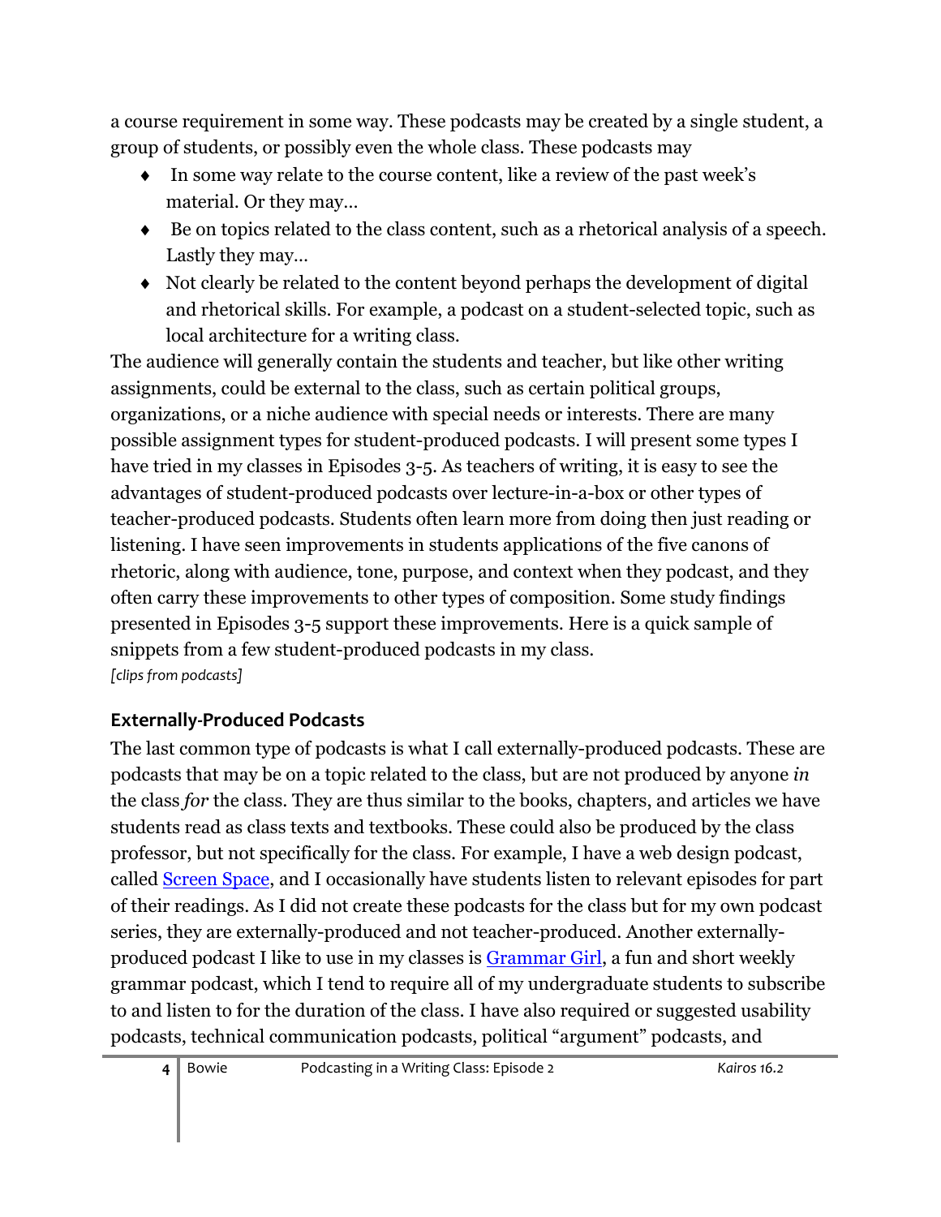a course requirement in some way. These podcasts may be created by a single student, a group of students, or possibly even the whole class. These podcasts may

- In some way relate to the course content, like a review of the past week's material. Or they may…
- Be on topics related to the class content, such as a rhetorical analysis of a speech. Lastly they may…
- Not clearly be related to the content beyond perhaps the development of digital and rhetorical skills. For example, a podcast on a student-selected topic, such as local architecture for a writing class.

The audience will generally contain the students and teacher, but like other writing assignments, could be external to the class, such as certain political groups, organizations, or a niche audience with special needs or interests. There are many possible assignment types for student-produced podcasts. I will present some types I have tried in my classes in Episodes 3-5. As teachers of writing, it is easy to see the advantages of student-produced podcasts over lecture-in-a-box or other types of teacher-produced podcasts. Students often learn more from doing then just reading or listening. I have seen improvements in students applications of the five canons of rhetoric, along with audience, tone, purpose, and context when they podcast, and they often carry these improvements to other types of composition. Some study findings presented in Episodes 3-5 support these improvements. Here is a quick sample of snippets from a few student-produced podcasts in my class.

*[clips from podcasts]*

### Externally-Produced Podcasts

The last common type of podcasts is what I call externally-produced podcasts. These are podcasts that may be on a topic related to the class, but are not produced by anyone *in* the class *for* the class. They are thus similar to the books, chapters, and articles we have students read as class texts and textbooks. These could also be produced by the class professor, but not specifically for the class. For example, I have a web design podcast, called Screen Space, and I occasionally have students listen to relevant episodes for part of their readings. As I did not create these podcasts for the class but for my own podcast series, they are externally-produced and not teacher-produced. Another externally-produced podcast I like to use in my classes is Grammar Girl, a fun and short weekly grammar podcast, which I tend to require all of my undergraduate students to subscribe to and listen to for the duration of the class. I have also required or suggested usability podcasts, technical communication podcasts, political "argument" podcasts, and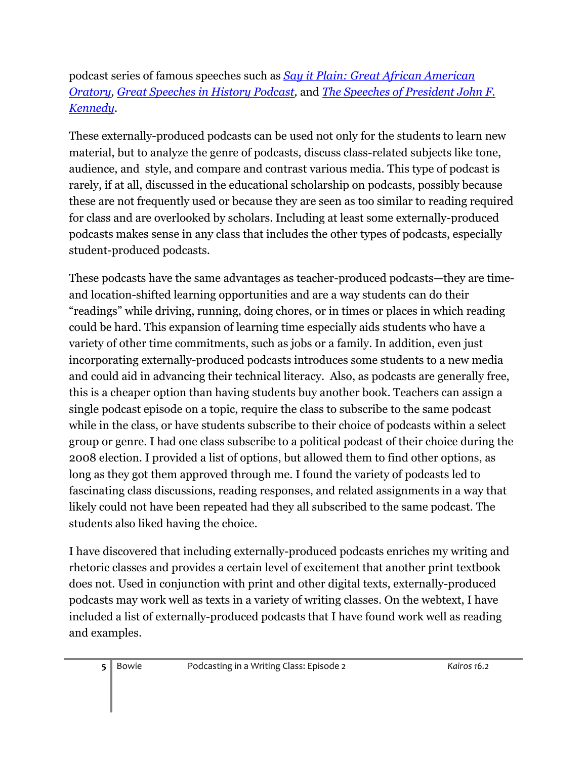podcast series of famous speeches such as *Say it Plain: Great African American Oratory*, *Great Speeches in History Podcast*, and *The Speeches of President John F. Kennedy*.

These externally-produced podcasts can be used not only for the students to learn new material, but to analyze the genre of podcasts, discuss class-related subjects like tone, audience, and style, and compare and contrast various media. This type of podcast is rarely, if at all, discussed in the educational scholarship on podcasts, possibly because these are not frequently used or because they are seen as too similar to reading required for class and are overlooked by scholars. Including at least some externally-produced podcasts makes sense in any class that includes the other types of podcasts, especially student-produced podcasts.

These podcasts have the same advantages as teacher-produced podcasts—they are time- and location-shifted learning opportunities and are a way students can do their "readings" while driving, running, doing chores, or in times or places in which reading could be hard. This expansion of learning time especially aids students who have a variety of other time commitments, such as jobs or a family. In addition, even just incorporating externally-produced podcasts introduces some students to a new media and could aid in advancing their technical literacy. Also, as podcasts are generally free, this is a cheaper option than having students buy another book. Teachers can assign a single podcast episode on a topic, require the class to subscribe to the same podcast while in the class, or have students subscribe to their choice of podcasts within a select group or genre. I had one class subscribe to a political podcast of their choice during the 2008 election. I provided a list of options, but allowed them to find other options, as long as they got them approved through me. I found the variety of podcasts led to fascinating class discussions, reading responses, and related assignments in a way that likely could not have been repeated had they all subscribed to the same podcast. The students also liked having the choice.

I have discovered that including externally-produced podcasts enriches my writing and rhetoric classes and provides a certain level of excitement that another print textbook does not. Used in conjunction with print and other digital texts, externally-produced podcasts may work well as texts in a variety of writing classes. On the webtext, I have included a list of externally-produced podcasts that I have found work well as reading and examples.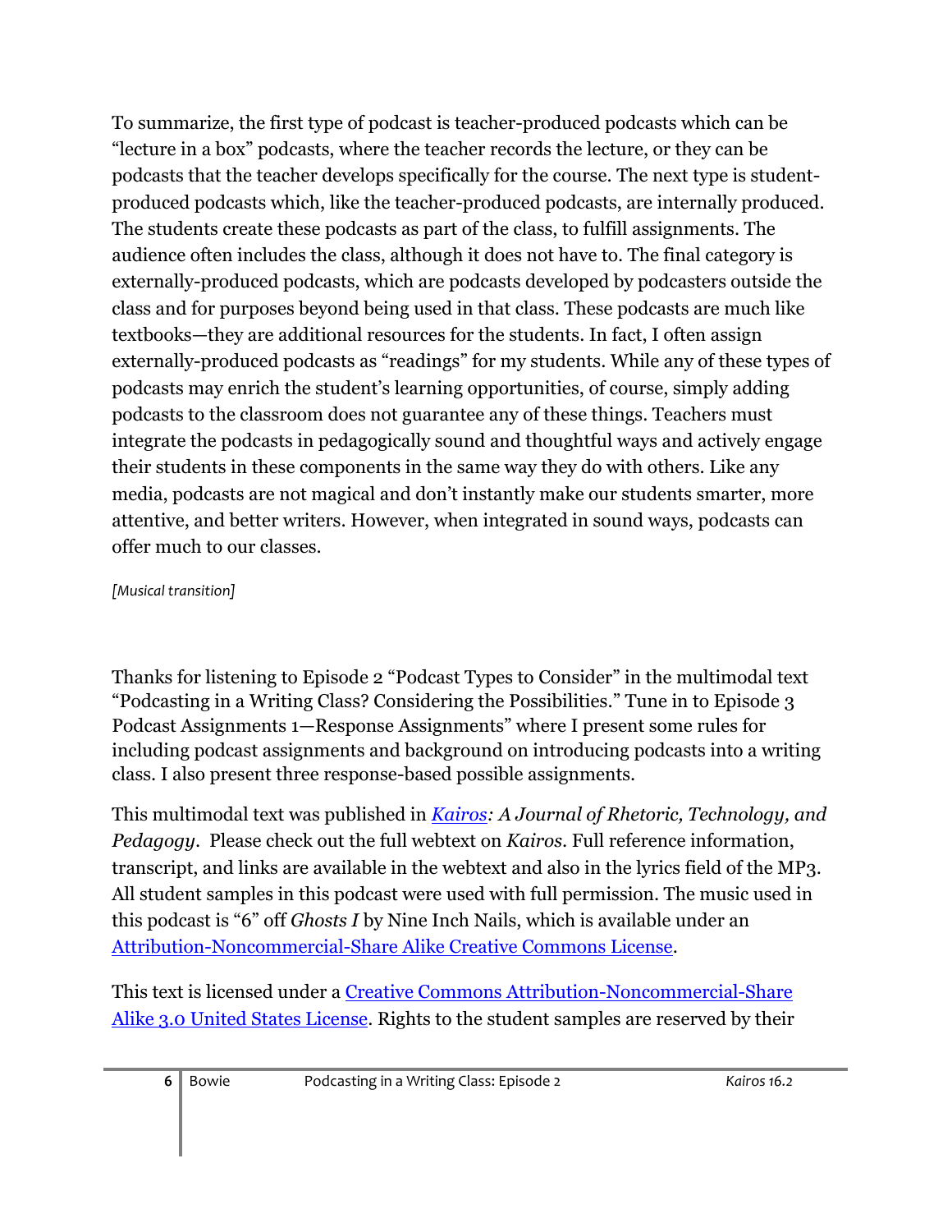To summarize, the first type of podcast is teacher-produced podcasts which can be "lecture in a box" podcasts, where the teacher records the lecture, or they can be podcasts that the teacher develops specifically for the course. The next type is student-produced podcasts which, like the teacher-produced podcasts, are internally produced. The students create these podcasts as part of the class, to fulfill assignments. The audience often includes the class, although it does not have to. The final category is externally-produced podcasts, which are podcasts developed by podcasters outside the class and for purposes beyond being used in that class. These podcasts are much like textbooks—they are additional resources for the students. In fact, I often assign externally-produced podcasts as "readings" for my students. While any of these types of podcasts may enrich the student's learning opportunities, of course, simply adding podcasts to the classroom does not guarantee any of these things. Teachers must integrate the podcasts in pedagogically sound and thoughtful ways and actively engage their students in these components in the same way they do with others. Like any media, podcasts are not magical and don't instantly make our students smarter, more attentive, and better writers. However, when integrated in sound ways, podcasts can offer much to our classes.

*[Musical transition]*

Thanks for listening to Episode 2 "Podcast Types to Consider" in the multimodal text "Podcasting in a Writing Class? Considering the Possibilities." Tune in to Episode 3 Podcast Assignments 1—Response Assignments" where I present some rules for including podcast assignments and background on introducing podcasts into a writing class. I also present three response-based possible assignments.

This multimodal text was published in *Kairos: A Journal of Rhetoric, Technology, and Pedagogy*. Please check out the full webtext on *Kairos*. Full reference information, transcript, and links are available in the webtext and also in the lyrics field of the MP3. All student samples in this podcast were used with full permission. The music used in this podcast is "6" off *Ghosts I* by Nine Inch Nails, which is available under an Attribution-Noncommercial-Share Alike Creative Commons License.

This text is licensed under a Creative Commons Attribution-Noncommercial-Share Alike 3.0 United States License. Rights to the student samples are reserved by their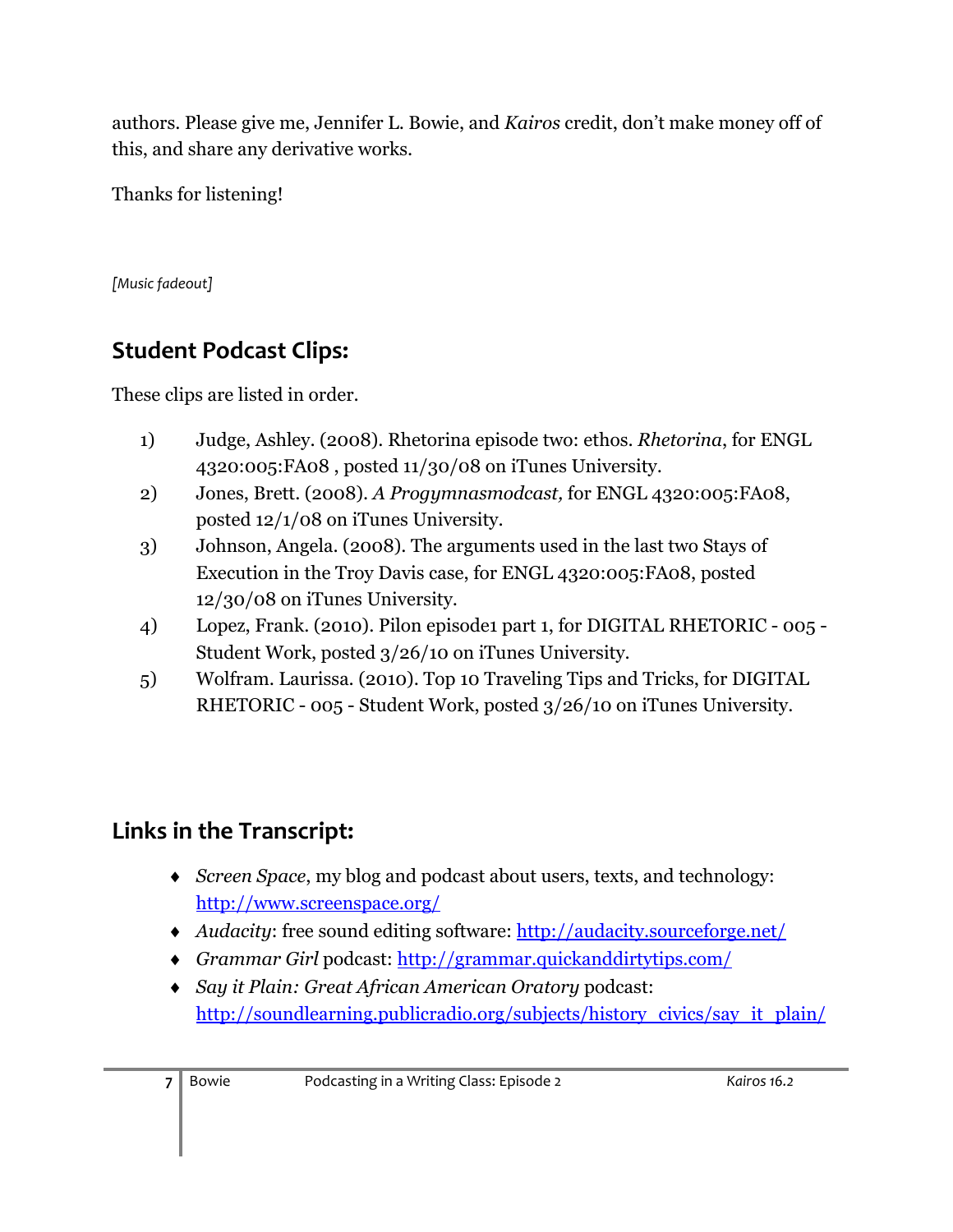authors. Please give me, Jennifer L. Bowie, and *Kairos* credit, don't make money off of this, and share any derivative works.

Thanks for listening!

*[Music fadeout]*

## Student Podcast Clips:

These clips are listed in order.

1) Judge, Ashley. (2008). Rhetorina episode two: ethos. *Rhetorina*, for ENGL 4320:005:FA08 , posted 11/30/08 on iTunes University.
2) Jones, Brett. (2008). *A Progymnasmodcast,* for ENGL 4320:005:FA08, posted 12/1/08 on iTunes University.
3) Johnson, Angela. (2008). The arguments used in the last two Stays of Execution in the Troy Davis case, for ENGL 4320:005:FA08, posted 12/30/08 on iTunes University.
4) Lopez, Frank. (2010). Pilon episode1 part 1, for DIGITAL RHETORIC - 005 - Student Work, posted 3/26/10 on iTunes University.
5) Wolfram. Laurissa. (2010). Top 10 Traveling Tips and Tricks, for DIGITAL RHETORIC - 005 - Student Work, posted 3/26/10 on iTunes University.

## Links in the Transcript:

- *Screen Space*, my blog and podcast about users, texts, and technology: http://www.screenspace.org/
- *Audacity*: free sound editing software: http://audacity.sourceforge.net/
- *Grammar Girl* podcast: http://grammar.quickanddirtytips.com/
- *Say it Plain: Great African American Oratory* podcast: http://soundlearning.publicradio.org/subjects/history_civics/say_it_plain/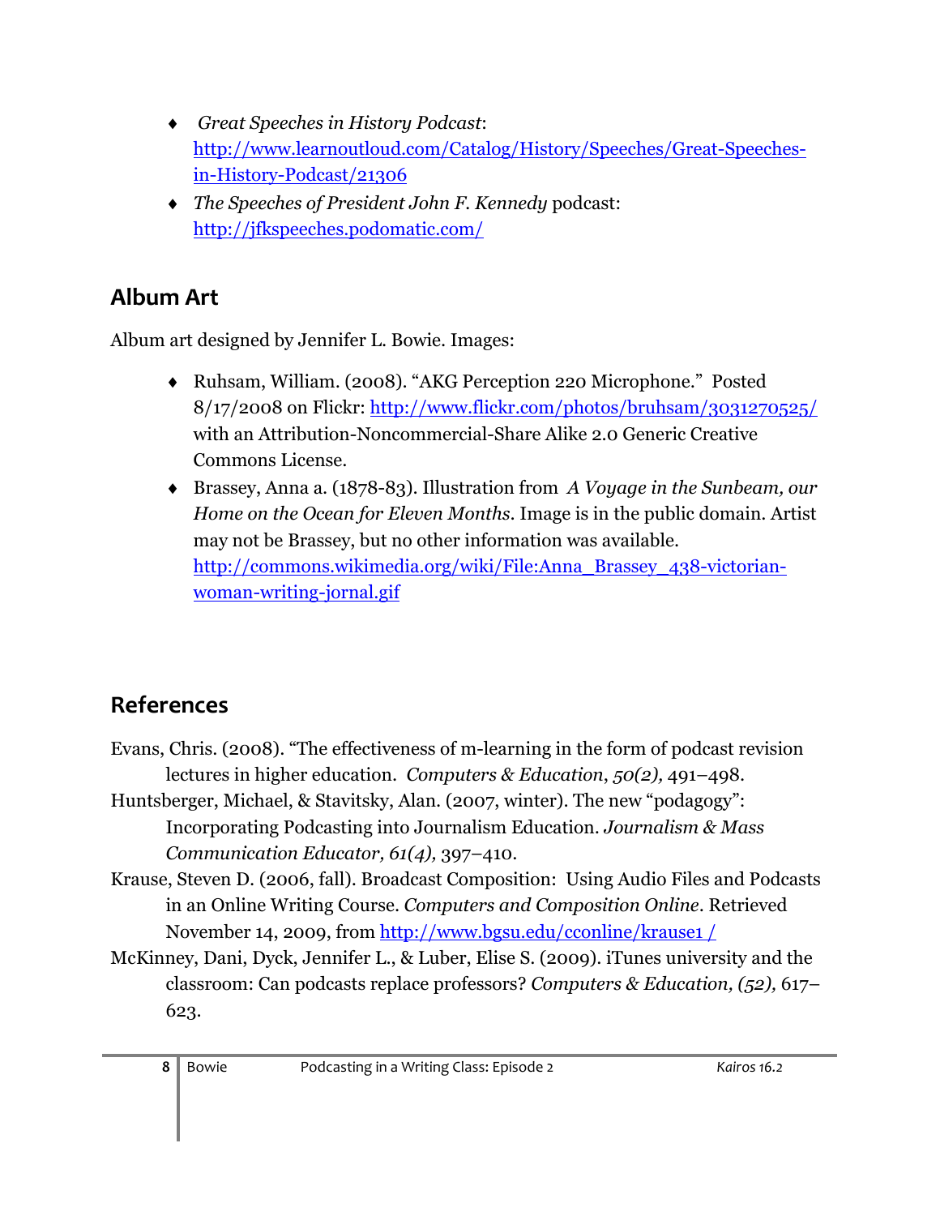- *Great Speeches in History Podcast*: http://www.learnoutloud.com/Catalog/History/Speeches/Great-Speeches-in-History-Podcast/21306
- *The Speeches of President John F. Kennedy* podcast: http://jfkspeeches.podomatic.com/

## Album Art

Album art designed by Jennifer L. Bowie. Images:

- Ruhsam, William. (2008). "AKG Perception 220 Microphone." Posted 8/17/2008 on Flickr: http://www.flickr.com/photos/bruhsam/3031270525/ with an Attribution-Noncommercial-Share Alike 2.0 Generic Creative Commons License.
- Brassey, Anna a. (1878-83). Illustration from *A Voyage in the Sunbeam, our Home on the Ocean for Eleven Months*. Image is in the public domain. Artist may not be Brassey, but no other information was available. http://commons.wikimedia.org/wiki/File:Anna_Brassey_438-victorian-woman-writing-jornal.gif

## References

Evans, Chris. (2008). "The effectiveness of m-learning in the form of podcast revision lectures in higher education. *Computers & Education*, *50(2),* 491–498.

Huntsberger, Michael, & Stavitsky, Alan. (2007, winter). The new "podagogy": Incorporating Podcasting into Journalism Education. *Journalism & Mass Communication Educator, 61(4),* 397–410.

Krause, Steven D. (2006, fall). Broadcast Composition: Using Audio Files and Podcasts in an Online Writing Course. *Computers and Composition Online*. Retrieved November 14, 2009, from http://www.bgsu.edu/cconline/krause1 /

McKinney, Dani, Dyck, Jennifer L., & Luber, Elise S. (2009). iTunes university and the classroom: Can podcasts replace professors? *Computers & Education, (52),* 617–623.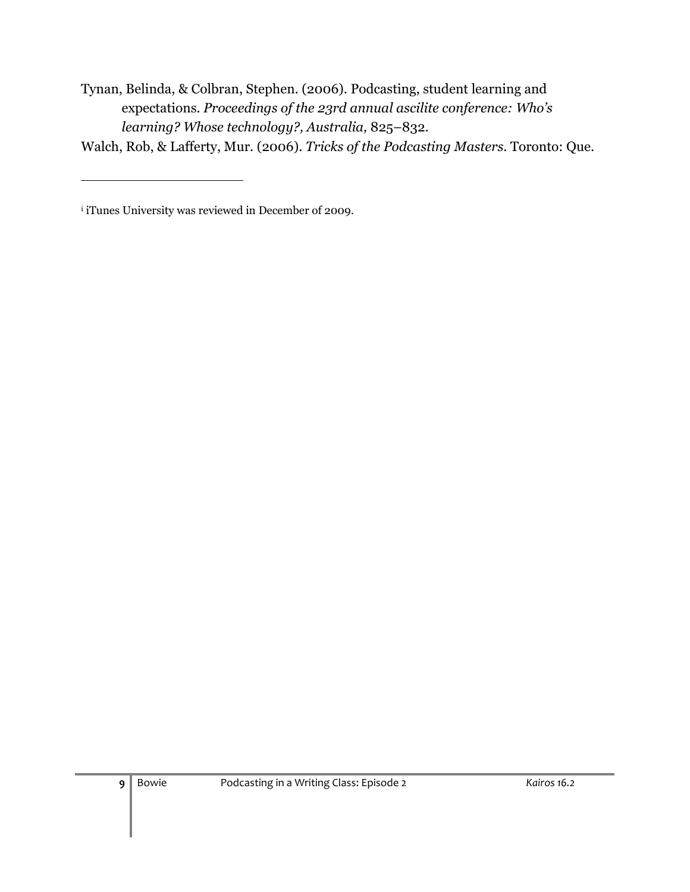Tynan, Belinda, & Colbran, Stephen. (2006). Podcasting, student learning and expectations. *Proceedings of the 23rd annual ascilite conference: Who's learning? Whose technology?, Australia,* 825–832.

Walch, Rob, & Lafferty, Mur. (2006). *Tricks of the Podcasting Masters*. Toronto: Que.

---

[i] iTunes University was reviewed in December of 2009.